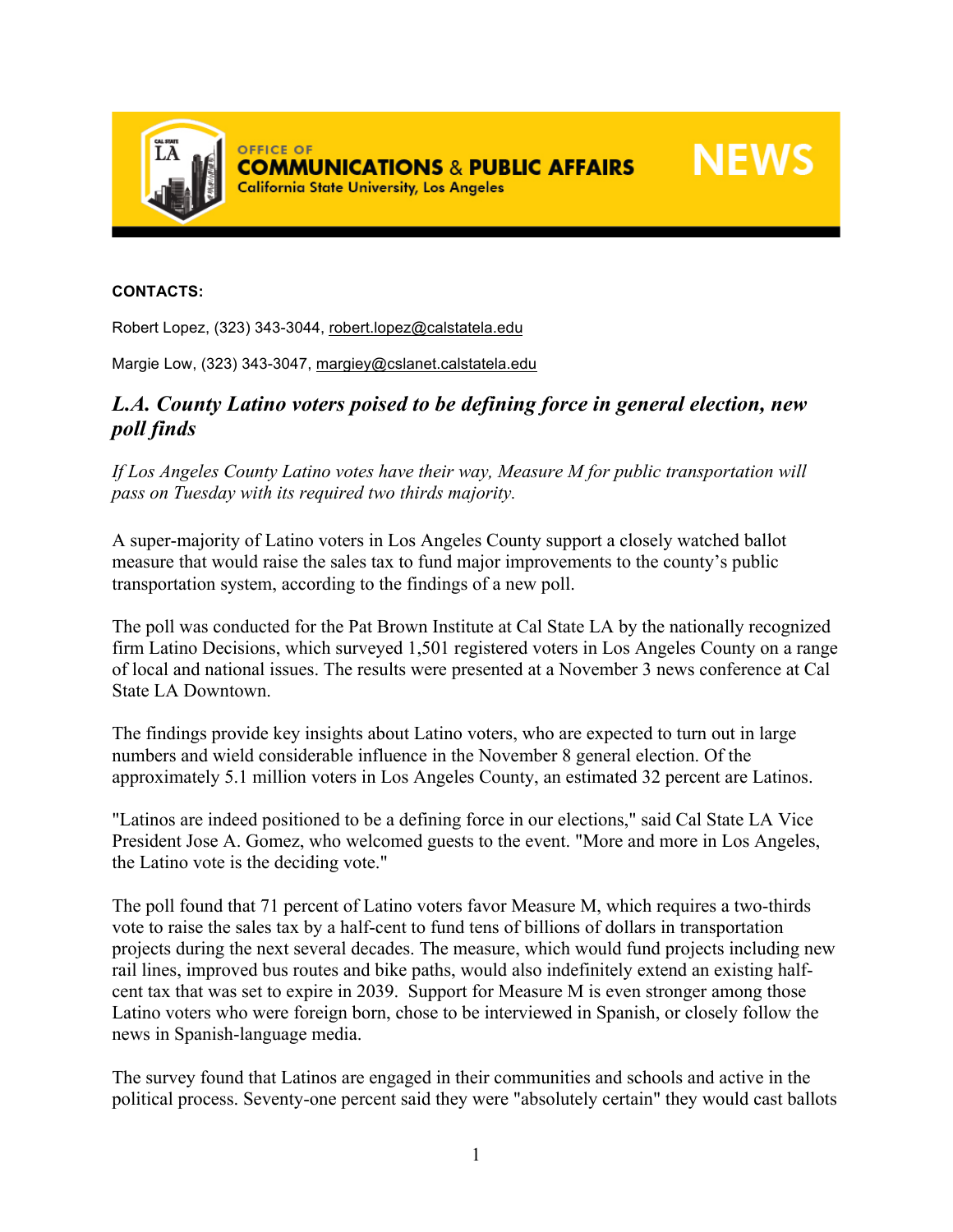OFFICE OF
**COMMUNICATIONS & PUBLIC AFFAIRS**
California State University, Los Angeles

**NEWS**

**CONTACTS:**

Robert Lopez, (323) 343-3044, robert.lopez@calstatela.edu

Margie Low, (323) 343-3047, margiey@cslanet.calstatela.edu

## *L.A. County Latino voters poised to be defining force in general election, new poll finds*

*If Los Angeles County Latino votes have their way, Measure M for public transportation will pass on Tuesday with its required two thirds majority.*

A super-majority of Latino voters in Los Angeles County support a closely watched ballot measure that would raise the sales tax to fund major improvements to the county's public transportation system, according to the findings of a new poll.

The poll was conducted for the Pat Brown Institute at Cal State LA by the nationally recognized firm Latino Decisions, which surveyed 1,501 registered voters in Los Angeles County on a range of local and national issues. The results were presented at a November 3 news conference at Cal State LA Downtown.

The findings provide key insights about Latino voters, who are expected to turn out in large numbers and wield considerable influence in the November 8 general election. Of the approximately 5.1 million voters in Los Angeles County, an estimated 32 percent are Latinos.

"Latinos are indeed positioned to be a defining force in our elections," said Cal State LA Vice President Jose A. Gomez, who welcomed guests to the event. "More and more in Los Angeles, the Latino vote is the deciding vote."

The poll found that 71 percent of Latino voters favor Measure M, which requires a two-thirds vote to raise the sales tax by a half-cent to fund tens of billions of dollars in transportation projects during the next several decades. The measure, which would fund projects including new rail lines, improved bus routes and bike paths, would also indefinitely extend an existing half-cent tax that was set to expire in 2039. Support for Measure M is even stronger among those Latino voters who were foreign born, chose to be interviewed in Spanish, or closely follow the news in Spanish-language media.

The survey found that Latinos are engaged in their communities and schools and active in the political process. Seventy-one percent said they were "absolutely certain" they would cast ballots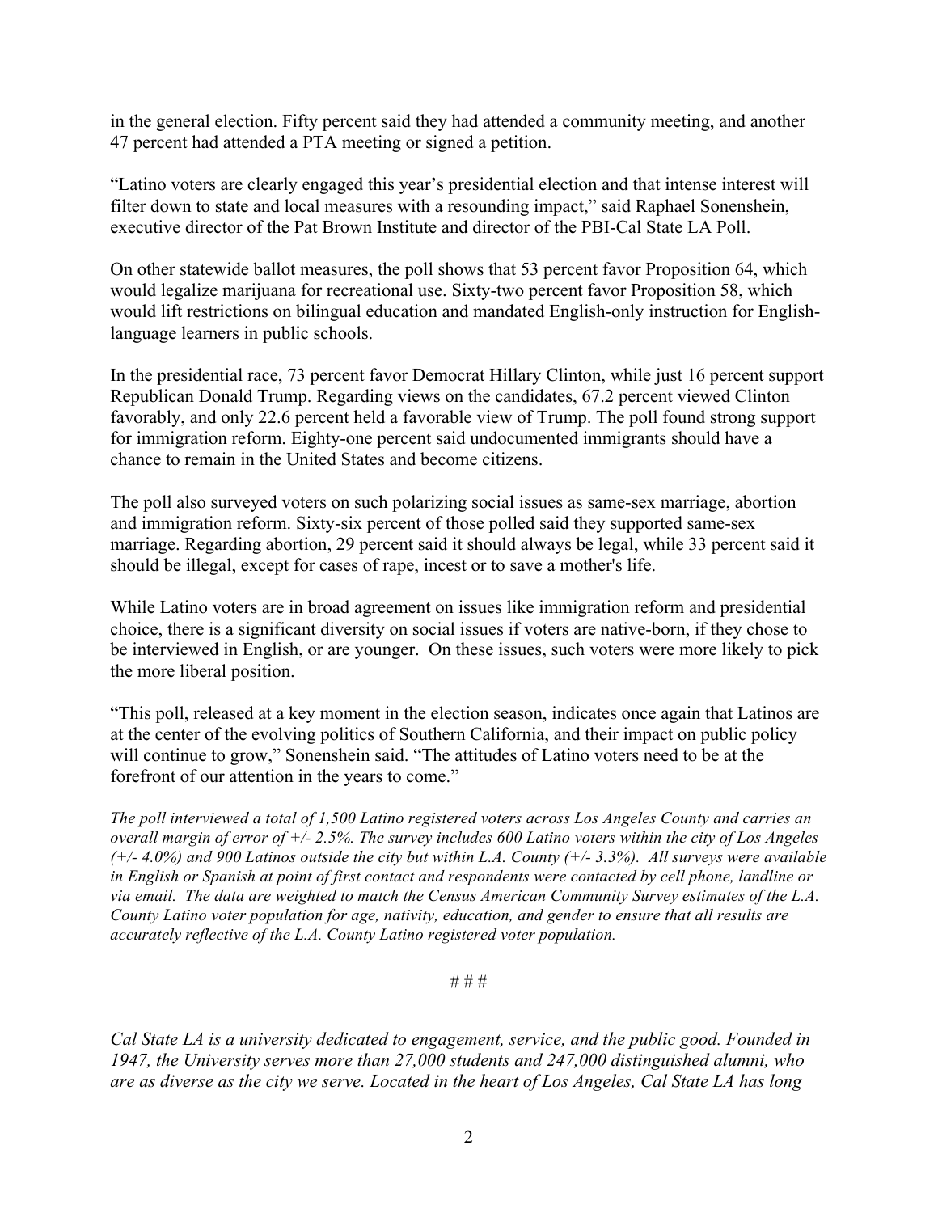in the general election. Fifty percent said they had attended a community meeting, and another 47 percent had attended a PTA meeting or signed a petition.

"Latino voters are clearly engaged this year's presidential election and that intense interest will filter down to state and local measures with a resounding impact," said Raphael Sonenshein, executive director of the Pat Brown Institute and director of the PBI-Cal State LA Poll.

On other statewide ballot measures, the poll shows that 53 percent favor Proposition 64, which would legalize marijuana for recreational use. Sixty-two percent favor Proposition 58, which would lift restrictions on bilingual education and mandated English-only instruction for English-language learners in public schools.

In the presidential race, 73 percent favor Democrat Hillary Clinton, while just 16 percent support Republican Donald Trump. Regarding views on the candidates, 67.2 percent viewed Clinton favorably, and only 22.6 percent held a favorable view of Trump. The poll found strong support for immigration reform. Eighty-one percent said undocumented immigrants should have a chance to remain in the United States and become citizens.

The poll also surveyed voters on such polarizing social issues as same-sex marriage, abortion and immigration reform. Sixty-six percent of those polled said they supported same-sex marriage. Regarding abortion, 29 percent said it should always be legal, while 33 percent said it should be illegal, except for cases of rape, incest or to save a mother's life.

While Latino voters are in broad agreement on issues like immigration reform and presidential choice, there is a significant diversity on social issues if voters are native-born, if they chose to be interviewed in English, or are younger. On these issues, such voters were more likely to pick the more liberal position.

"This poll, released at a key moment in the election season, indicates once again that Latinos are at the center of the evolving politics of Southern California, and their impact on public policy will continue to grow," Sonenshein said. "The attitudes of Latino voters need to be at the forefront of our attention in the years to come."

*The poll interviewed a total of 1,500 Latino registered voters across Los Angeles County and carries an overall margin of error of +/- 2.5%. The survey includes 600 Latino voters within the city of Los Angeles (+/- 4.0%) and 900 Latinos outside the city but within L.A. County (+/- 3.3%). All surveys were available in English or Spanish at point of first contact and respondents were contacted by cell phone, landline or via email. The data are weighted to match the Census American Community Survey estimates of the L.A. County Latino voter population for age, nativity, education, and gender to ensure that all results are accurately reflective of the L.A. County Latino registered voter population.*

# # #

*Cal State LA is a university dedicated to engagement, service, and the public good. Founded in 1947, the University serves more than 27,000 students and 247,000 distinguished alumni, who are as diverse as the city we serve. Located in the heart of Los Angeles, Cal State LA has long*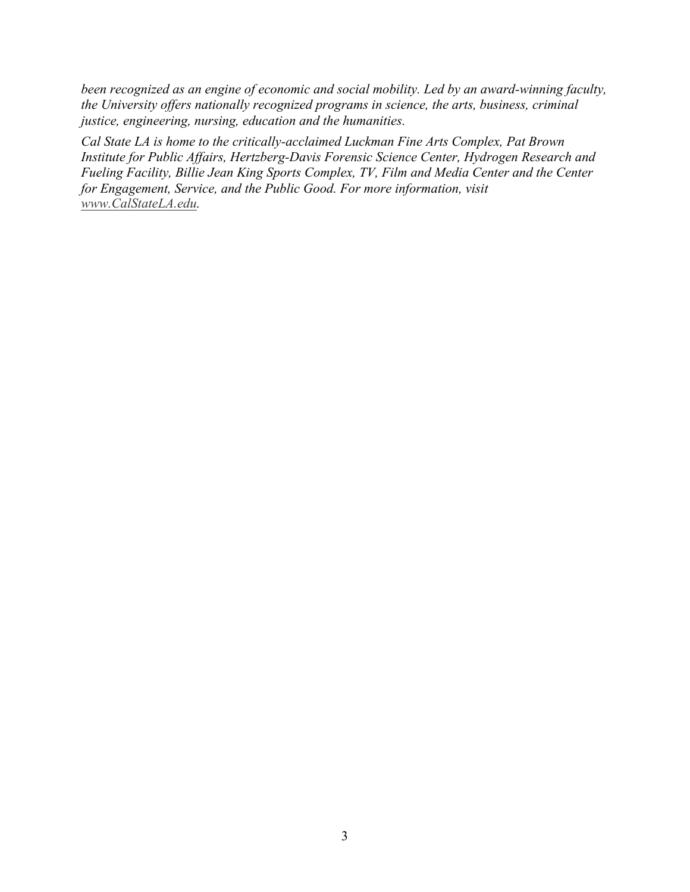*been recognized as an engine of economic and social mobility. Led by an award-winning faculty, the University offers nationally recognized programs in science, the arts, business, criminal justice, engineering, nursing, education and the humanities.*

*Cal State LA is home to the critically-acclaimed Luckman Fine Arts Complex, Pat Brown Institute for Public Affairs, Hertzberg-Davis Forensic Science Center, Hydrogen Research and Fueling Facility, Billie Jean King Sports Complex, TV, Film and Media Center and the Center for Engagement, Service, and the Public Good. For more information, visit [www.CalStateLA.edu](http://www.CalStateLA.edu).*